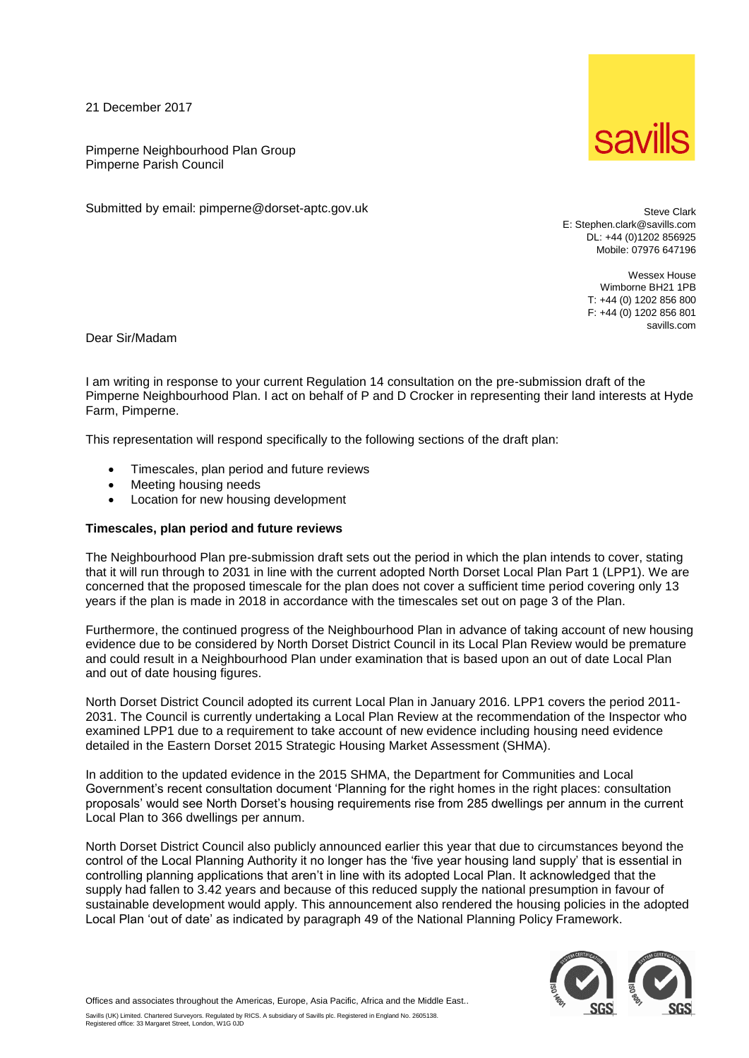21 December 2017

Pimperne Neighbourhood Plan Group
Pimperne Parish Council

Submitted by email: pimperne@dorset-aptc.gov.uk

Steve Clark
E: Stephen.clark@savills.com
DL: +44 (0)1202 856925
Mobile: 07976 647196

Wessex House
Wimborne BH21 1PB
T: +44 (0) 1202 856 800
F: +44 (0) 1202 856 801
savills.com

Dear Sir/Madam

I am writing in response to your current Regulation 14 consultation on the pre-submission draft of the Pimperne Neighbourhood Plan. I act on behalf of P and D Crocker in representing their land interests at Hyde Farm, Pimperne.

This representation will respond specifically to the following sections of the draft plan:

- Timescales, plan period and future reviews
- Meeting housing needs
- Location for new housing development

**Timescales, plan period and future reviews**

The Neighbourhood Plan pre-submission draft sets out the period in which the plan intends to cover, stating that it will run through to 2031 in line with the current adopted North Dorset Local Plan Part 1 (LPP1). We are concerned that the proposed timescale for the plan does not cover a sufficient time period covering only 13 years if the plan is made in 2018 in accordance with the timescales set out on page 3 of the Plan.

Furthermore, the continued progress of the Neighbourhood Plan in advance of taking account of new housing evidence due to be considered by North Dorset District Council in its Local Plan Review would be premature and could result in a Neighbourhood Plan under examination that is based upon an out of date Local Plan and out of date housing figures.

North Dorset District Council adopted its current Local Plan in January 2016. LPP1 covers the period 2011-2031. The Council is currently undertaking a Local Plan Review at the recommendation of the Inspector who examined LPP1 due to a requirement to take account of new evidence including housing need evidence detailed in the Eastern Dorset 2015 Strategic Housing Market Assessment (SHMA).

In addition to the updated evidence in the 2015 SHMA, the Department for Communities and Local Government's recent consultation document 'Planning for the right homes in the right places: consultation proposals' would see North Dorset's housing requirements rise from 285 dwellings per annum in the current Local Plan to 366 dwellings per annum.

North Dorset District Council also publicly announced earlier this year that due to circumstances beyond the control of the Local Planning Authority it no longer has the 'five year housing land supply' that is essential in controlling planning applications that aren't in line with its adopted Local Plan. It acknowledged that the supply had fallen to 3.42 years and because of this reduced supply the national presumption in favour of sustainable development would apply. This announcement also rendered the housing policies in the adopted Local Plan 'out of date' as indicated by paragraph 49 of the National Planning Policy Framework.

Offices and associates throughout the Americas, Europe, Asia Pacific, Africa and the Middle East..

Savills (UK) Limited. Chartered Surveyors. Regulated by RICS. A subsidiary of Savills plc. Registered in England No. 2605138. Registered office: 33 Margaret Street, London, W1G 0JD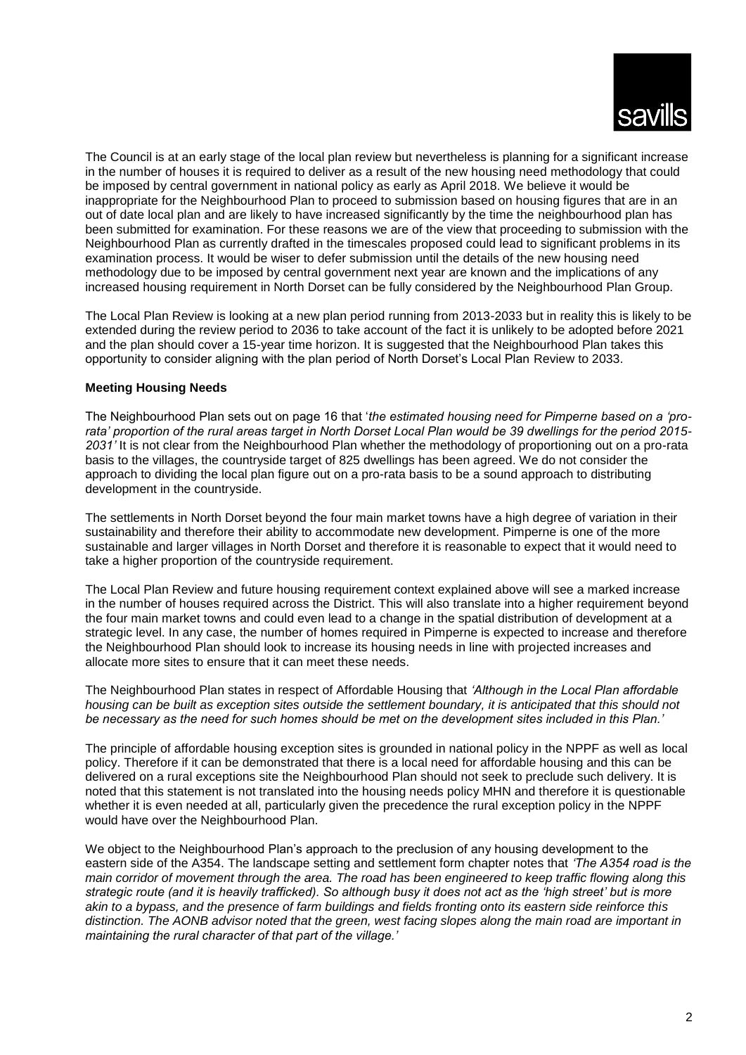The Council is at an early stage of the local plan review but nevertheless is planning for a significant increase in the number of houses it is required to deliver as a result of the new housing need methodology that could be imposed by central government in national policy as early as April 2018. We believe it would be inappropriate for the Neighbourhood Plan to proceed to submission based on housing figures that are in an out of date local plan and are likely to have increased significantly by the time the neighbourhood plan has been submitted for examination. For these reasons we are of the view that proceeding to submission with the Neighbourhood Plan as currently drafted in the timescales proposed could lead to significant problems in its examination process. It would be wiser to defer submission until the details of the new housing need methodology due to be imposed by central government next year are known and the implications of any increased housing requirement in North Dorset can be fully considered by the Neighbourhood Plan Group.

The Local Plan Review is looking at a new plan period running from 2013-2033 but in reality this is likely to be extended during the review period to 2036 to take account of the fact it is unlikely to be adopted before 2021 and the plan should cover a 15-year time horizon. It is suggested that the Neighbourhood Plan takes this opportunity to consider aligning with the plan period of North Dorset's Local Plan Review to 2033.

**Meeting Housing Needs**

The Neighbourhood Plan sets out on page 16 that '*the estimated housing need for Pimperne based on a 'pro-rata' proportion of the rural areas target in North Dorset Local Plan would be 39 dwellings for the period 2015-2031'* It is not clear from the Neighbourhood Plan whether the methodology of proportioning out on a pro-rata basis to the villages, the countryside target of 825 dwellings has been agreed. We do not consider the approach to dividing the local plan figure out on a pro-rata basis to be a sound approach to distributing development in the countryside.

The settlements in North Dorset beyond the four main market towns have a high degree of variation in their sustainability and therefore their ability to accommodate new development. Pimperne is one of the more sustainable and larger villages in North Dorset and therefore it is reasonable to expect that it would need to take a higher proportion of the countryside requirement.

The Local Plan Review and future housing requirement context explained above will see a marked increase in the number of houses required across the District. This will also translate into a higher requirement beyond the four main market towns and could even lead to a change in the spatial distribution of development at a strategic level. In any case, the number of homes required in Pimperne is expected to increase and therefore the Neighbourhood Plan should look to increase its housing needs in line with projected increases and allocate more sites to ensure that it can meet these needs.

The Neighbourhood Plan states in respect of Affordable Housing that *'Although in the Local Plan affordable housing can be built as exception sites outside the settlement boundary, it is anticipated that this should not be necessary as the need for such homes should be met on the development sites included in this Plan.'*

The principle of affordable housing exception sites is grounded in national policy in the NPPF as well as local policy. Therefore if it can be demonstrated that there is a local need for affordable housing and this can be delivered on a rural exceptions site the Neighbourhood Plan should not seek to preclude such delivery. It is noted that this statement is not translated into the housing needs policy MHN and therefore it is questionable whether it is even needed at all, particularly given the precedence the rural exception policy in the NPPF would have over the Neighbourhood Plan.

We object to the Neighbourhood Plan's approach to the preclusion of any housing development to the eastern side of the A354. The landscape setting and settlement form chapter notes that *'The A354 road is the main corridor of movement through the area. The road has been engineered to keep traffic flowing along this strategic route (and it is heavily trafficked). So although busy it does not act as the 'high street' but is more akin to a bypass, and the presence of farm buildings and fields fronting onto its eastern side reinforce this distinction. The AONB advisor noted that the green, west facing slopes along the main road are important in maintaining the rural character of that part of the village.'*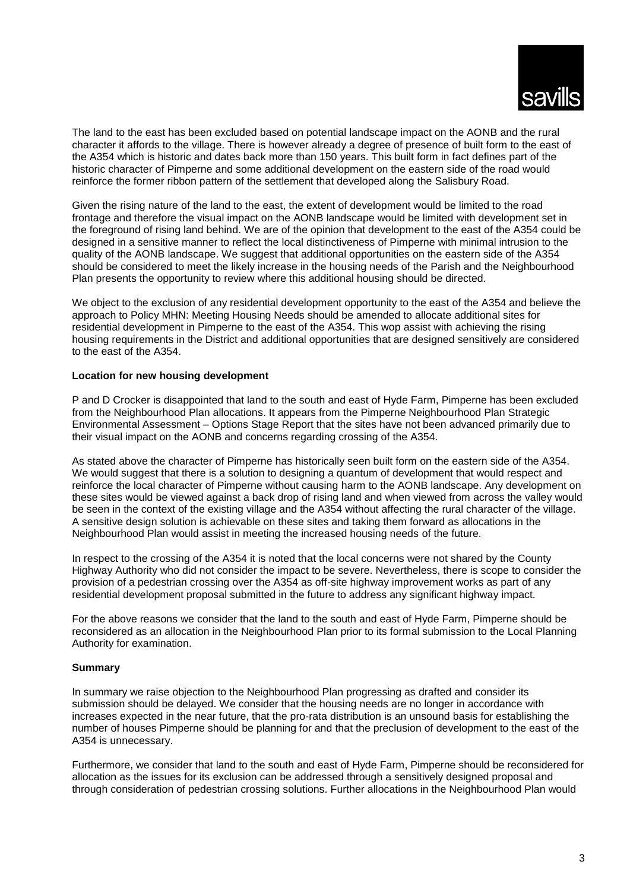The land to the east has been excluded based on potential landscape impact on the AONB and the rural character it affords to the village. There is however already a degree of presence of built form to the east of the A354 which is historic and dates back more than 150 years. This built form in fact defines part of the historic character of Pimperne and some additional development on the eastern side of the road would reinforce the former ribbon pattern of the settlement that developed along the Salisbury Road.

Given the rising nature of the land to the east, the extent of development would be limited to the road frontage and therefore the visual impact on the AONB landscape would be limited with development set in the foreground of rising land behind. We are of the opinion that development to the east of the A354 could be designed in a sensitive manner to reflect the local distinctiveness of Pimperne with minimal intrusion to the quality of the AONB landscape. We suggest that additional opportunities on the eastern side of the A354 should be considered to meet the likely increase in the housing needs of the Parish and the Neighbourhood Plan presents the opportunity to review where this additional housing should be directed.

We object to the exclusion of any residential development opportunity to the east of the A354 and believe the approach to Policy MHN: Meeting Housing Needs should be amended to allocate additional sites for residential development in Pimperne to the east of the A354. This wop assist with achieving the rising housing requirements in the District and additional opportunities that are designed sensitively are considered to the east of the A354.

**Location for new housing development**

P and D Crocker is disappointed that land to the south and east of Hyde Farm, Pimperne has been excluded from the Neighbourhood Plan allocations. It appears from the Pimperne Neighbourhood Plan Strategic Environmental Assessment – Options Stage Report that the sites have not been advanced primarily due to their visual impact on the AONB and concerns regarding crossing of the A354.

As stated above the character of Pimperne has historically seen built form on the eastern side of the A354. We would suggest that there is a solution to designing a quantum of development that would respect and reinforce the local character of Pimperne without causing harm to the AONB landscape. Any development on these sites would be viewed against a back drop of rising land and when viewed from across the valley would be seen in the context of the existing village and the A354 without affecting the rural character of the village. A sensitive design solution is achievable on these sites and taking them forward as allocations in the Neighbourhood Plan would assist in meeting the increased housing needs of the future.

In respect to the crossing of the A354 it is noted that the local concerns were not shared by the County Highway Authority who did not consider the impact to be severe. Nevertheless, there is scope to consider the provision of a pedestrian crossing over the A354 as off-site highway improvement works as part of any residential development proposal submitted in the future to address any significant highway impact.

For the above reasons we consider that the land to the south and east of Hyde Farm, Pimperne should be reconsidered as an allocation in the Neighbourhood Plan prior to its formal submission to the Local Planning Authority for examination.

**Summary**

In summary we raise objection to the Neighbourhood Plan progressing as drafted and consider its submission should be delayed. We consider that the housing needs are no longer in accordance with increases expected in the near future, that the pro-rata distribution is an unsound basis for establishing the number of houses Pimperne should be planning for and that the preclusion of development to the east of the A354 is unnecessary.

Furthermore, we consider that land to the south and east of Hyde Farm, Pimperne should be reconsidered for allocation as the issues for its exclusion can be addressed through a sensitively designed proposal and through consideration of pedestrian crossing solutions. Further allocations in the Neighbourhood Plan would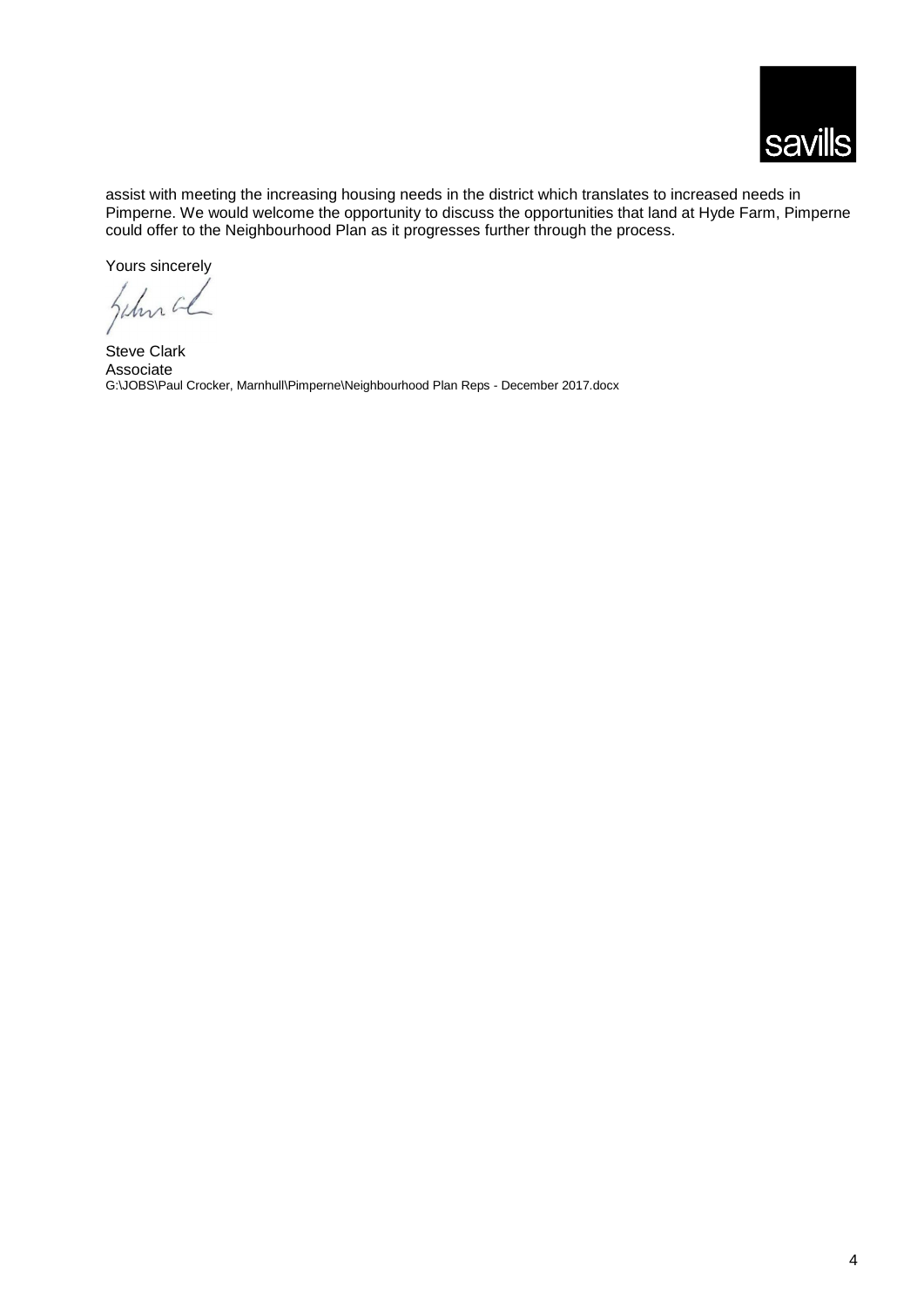assist with meeting the increasing housing needs in the district which translates to increased needs in Pimperne. We would welcome the opportunity to discuss the opportunities that land at Hyde Farm, Pimperne could offer to the Neighbourhood Plan as it progresses further through the process.

Yours sincerely

Steve Clark
Associate
G:\JOBS\Paul Crocker, Marnhull\Pimperne\Neighbourhood Plan Reps - December 2017.docx